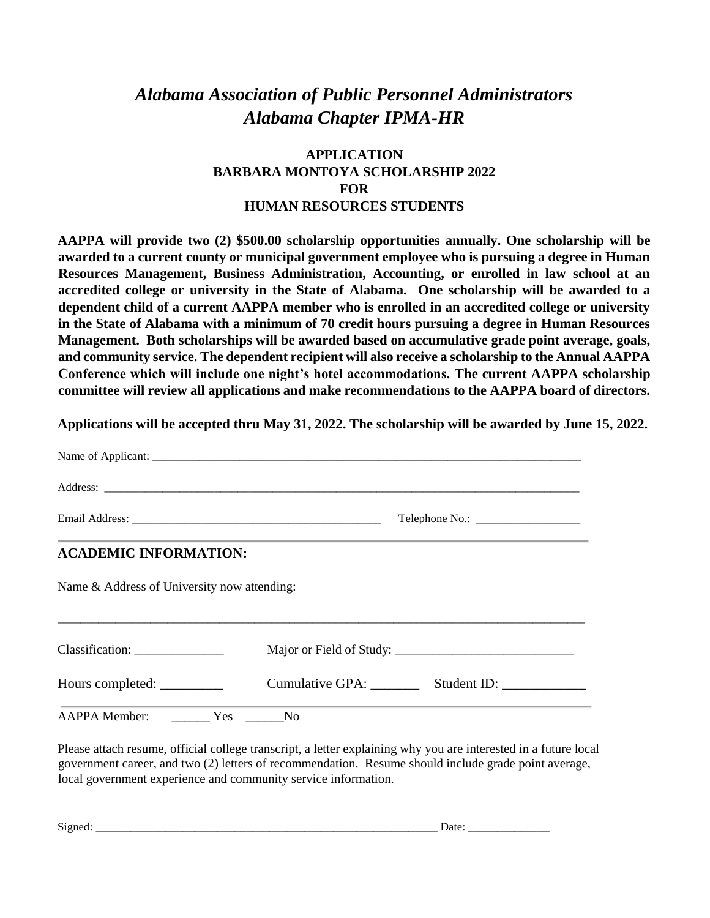# *Alabama Association of Public Personnel Administrators*
# *Alabama Chapter IPMA-HR*

## APPLICATION
## BARBARA MONTOYA SCHOLARSHIP 2022
## FOR
## HUMAN RESOURCES STUDENTS

**AAPPA will provide two (2) $500.00 scholarship opportunities annually. One scholarship will be awarded to a current county or municipal government employee who is pursuing a degree in Human Resources Management, Business Administration, Accounting, or enrolled in law school at an accredited college or university in the State of Alabama. One scholarship will be awarded to a dependent child of a current AAPPA member who is enrolled in an accredited college or university in the State of Alabama with a minimum of 70 credit hours pursuing a degree in Human Resources Management. Both scholarships will be awarded based on accumulative grade point average, goals, and community service. The dependent recipient will also receive a scholarship to the Annual AAPPA Conference which will include one night's hotel accommodations. The current AAPPA scholarship committee will review all applications and make recommendations to the AAPPA board of directors.**

**Applications will be accepted thru May 31, 2022. The scholarship will be awarded by June 15, 2022.**

Name of Applicant: ___________________________________________________________________________

Address: ____________________________________________________________________________________

Email Address: ___________________________________________ Telephone No.: __________________

## ACADEMIC INFORMATION:

Name & Address of University now attending:

____________________________________________________________________________________________

Classification: ______________ Major or Field of Study: ____________________________

Hours completed: _________ Cumulative GPA: _______ Student ID: ____________

AAPPA Member: ______ Yes ______No

Please attach resume, official college transcript, a letter explaining why you are interested in a future local government career, and two (2) letters of recommendation. Resume should include grade point average, local government experience and community service information.

Signed: _____________________________________________________________ Date: ______________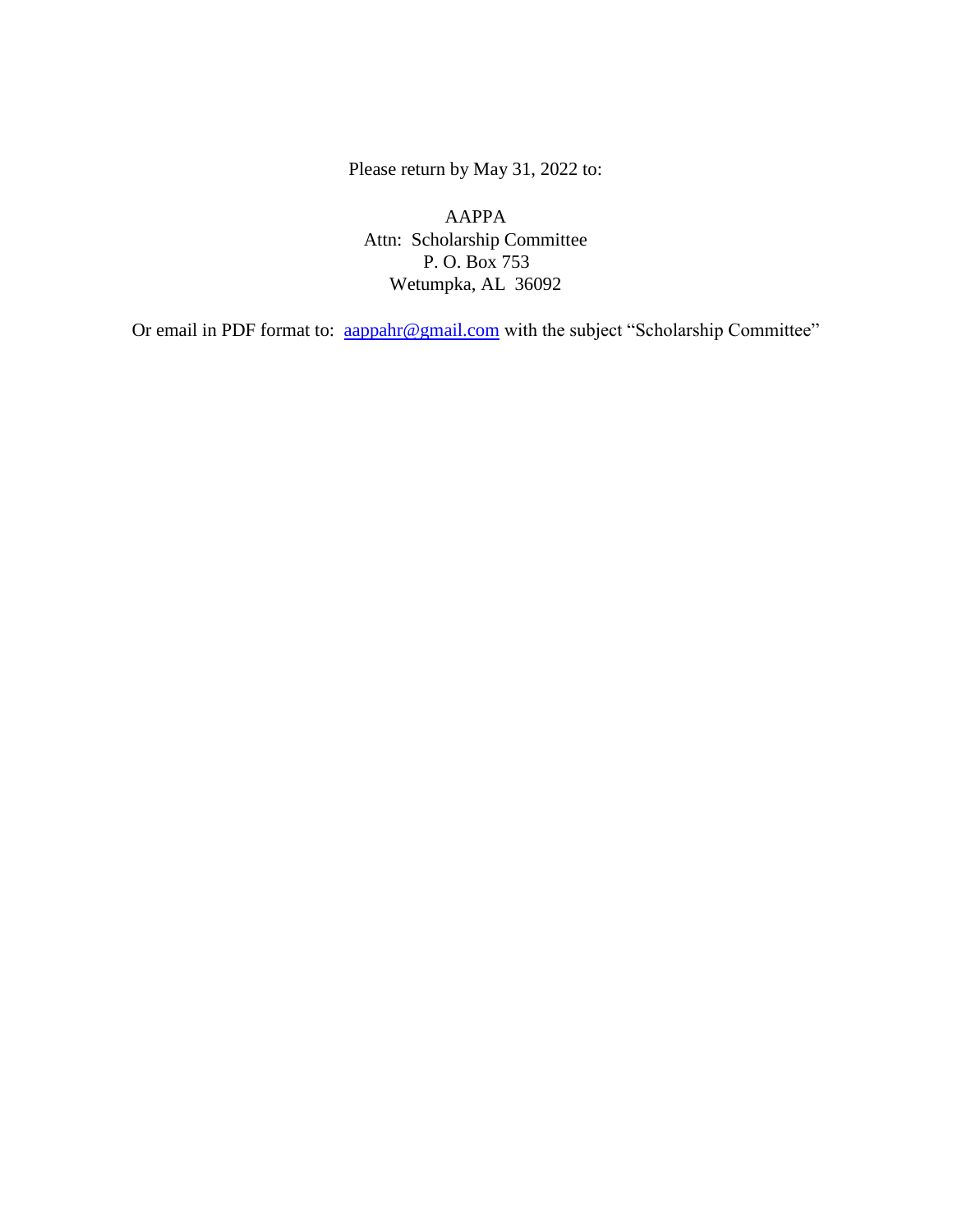Please return by May 31, 2022 to:

AAPPA  
Attn:  Scholarship Committee  
P. O. Box 753  
Wetumpka, AL  36092

Or email in PDF format to:  aappahr@gmail.com with the subject "Scholarship Committee"